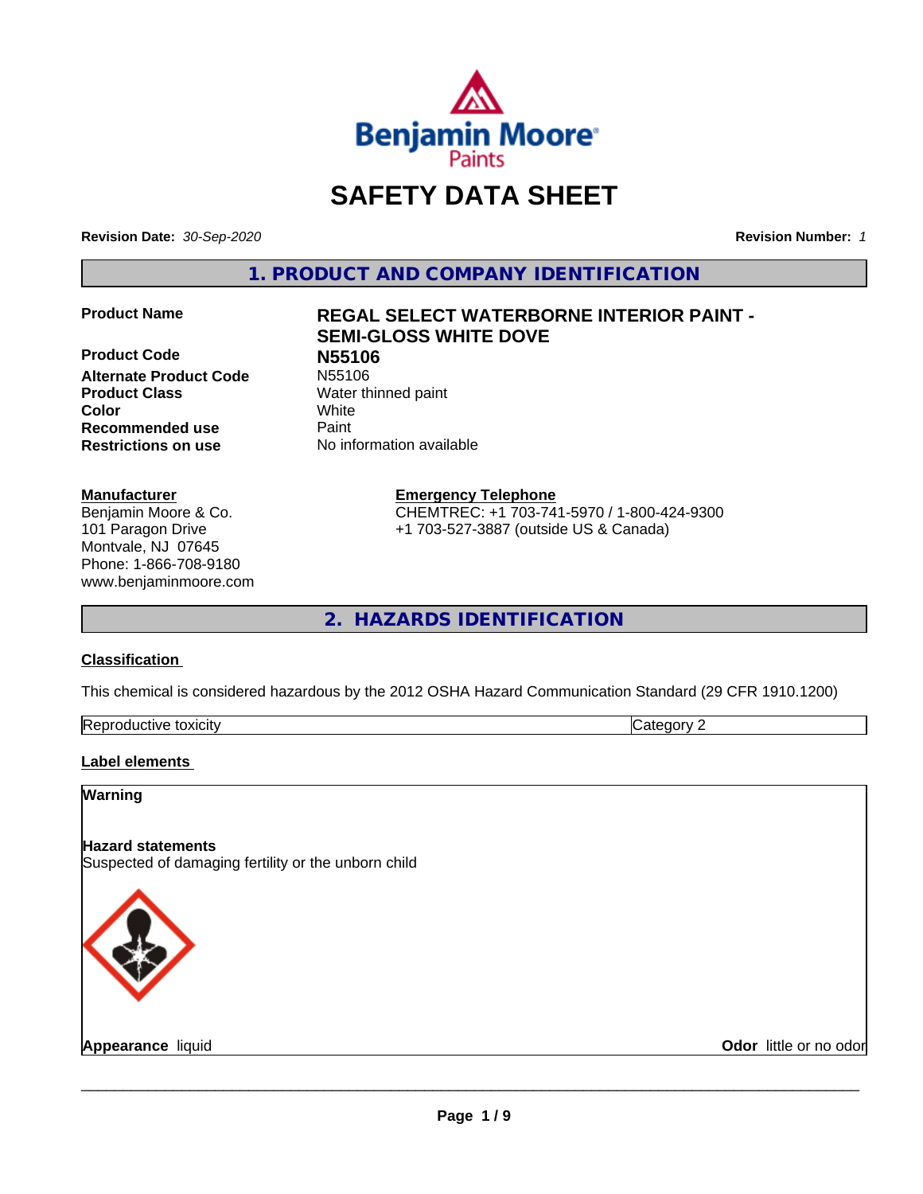Benjamin Moore Paints

# SAFETY DATA SHEET

**Revision Date:** *30-Sep-2020*

**Revision Number:** *1*

## 1. PRODUCT AND COMPANY IDENTIFICATION

| | |
|---|---|
| **Product Name** | **REGAL SELECT WATERBORNE INTERIOR PAINT - SEMI-GLOSS WHITE DOVE** |
| **Product Code** | **N55106** |
| **Alternate Product Code** | N55106 |
| **Product Class** | Water thinned paint |
| **Color** | White |
| **Recommended use** | Paint |
| **Restrictions on use** | No information available |

**Manufacturer**
Benjamin Moore & Co.
101 Paragon Drive
Montvale, NJ 07645
Phone: 1-866-708-9180
www.benjaminmoore.com

**Emergency Telephone**
CHEMTREC: +1 703-741-5970 / 1-800-424-9300
+1 703-527-3887 (outside US & Canada)

## 2. HAZARDS IDENTIFICATION

### Classification

This chemical is considered hazardous by the 2012 OSHA Hazard Communication Standard (29 CFR 1910.1200)

| Reproductive toxicity | Category 2 |
|---|---|

### Label elements

**Warning**

**Hazard statements**
Suspected of damaging fertility or the unborn child

**Appearance** liquid

**Odor** little or no odor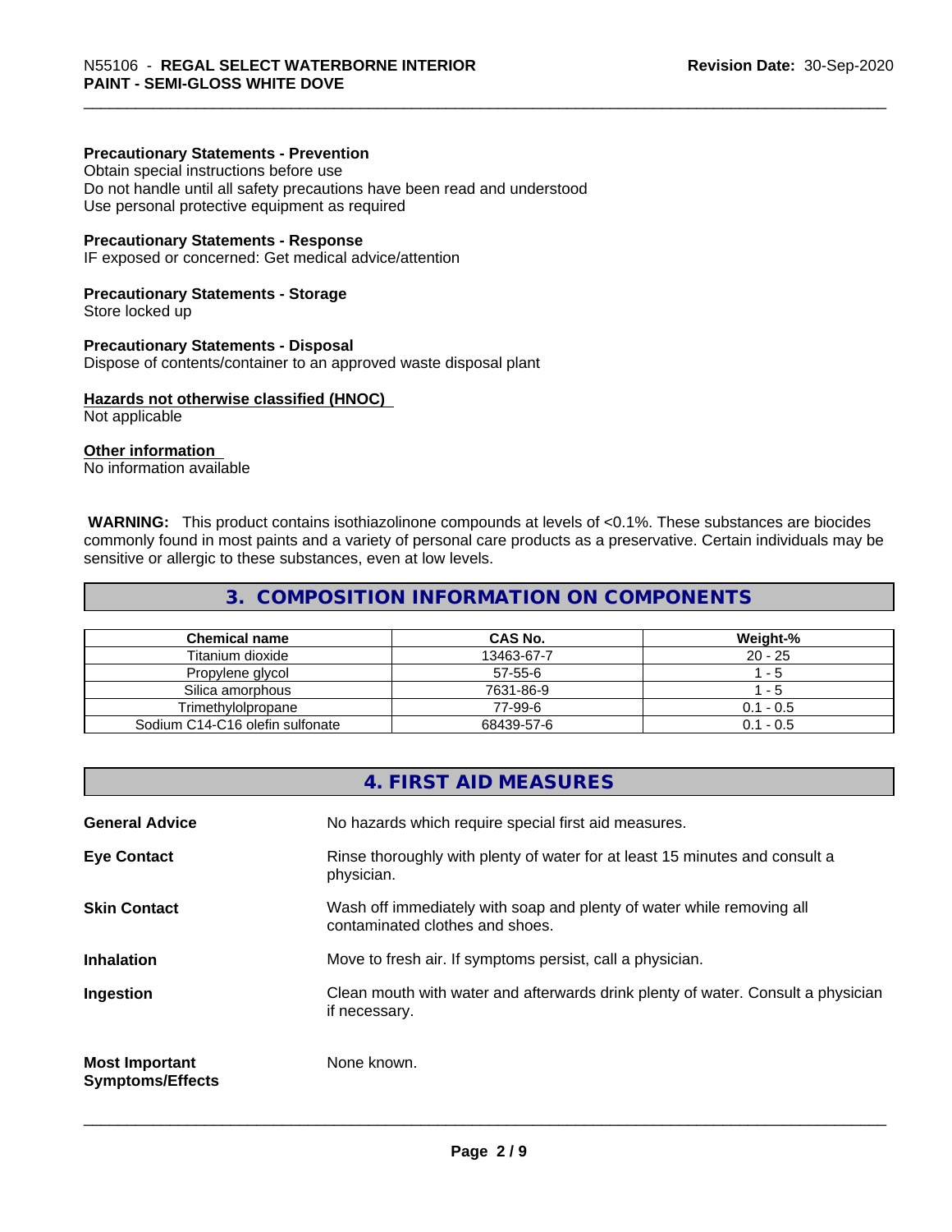#### Precautionary Statements - Prevention

Obtain special instructions before use
Do not handle until all safety precautions have been read and understood
Use personal protective equipment as required

#### Precautionary Statements - Response

IF exposed or concerned: Get medical advice/attention

#### Precautionary Statements - Storage

Store locked up

#### Precautionary Statements - Disposal

Dispose of contents/container to an approved waste disposal plant

#### Hazards not otherwise classified (HNOC)

Not applicable

#### Other information

No information available

**WARNING:** This product contains isothiazolinone compounds at levels of <0.1%. These substances are biocides commonly found in most paints and a variety of personal care products as a preservative. Certain individuals may be sensitive or allergic to these substances, even at low levels.

## 3. COMPOSITION INFORMATION ON COMPONENTS

| Chemical name | CAS No. | Weight-% |
|---|---|---|
| Titanium dioxide | 13463-67-7 | 20 - 25 |
| Propylene glycol | 57-55-6 | 1 - 5 |
| Silica amorphous | 7631-86-9 | 1 - 5 |
| Trimethylolpropane | 77-99-6 | 0.1 - 0.5 |
| Sodium C14-C16 olefin sulfonate | 68439-57-6 | 0.1 - 0.5 |

## 4. FIRST AID MEASURES

**General Advice** No hazards which require special first aid measures.

**Eye Contact** Rinse thoroughly with plenty of water for at least 15 minutes and consult a physician.

**Skin Contact** Wash off immediately with soap and plenty of water while removing all contaminated clothes and shoes.

**Inhalation** Move to fresh air. If symptoms persist, call a physician.

**Ingestion** Clean mouth with water and afterwards drink plenty of water. Consult a physician if necessary.

**Most Important Symptoms/Effects** None known.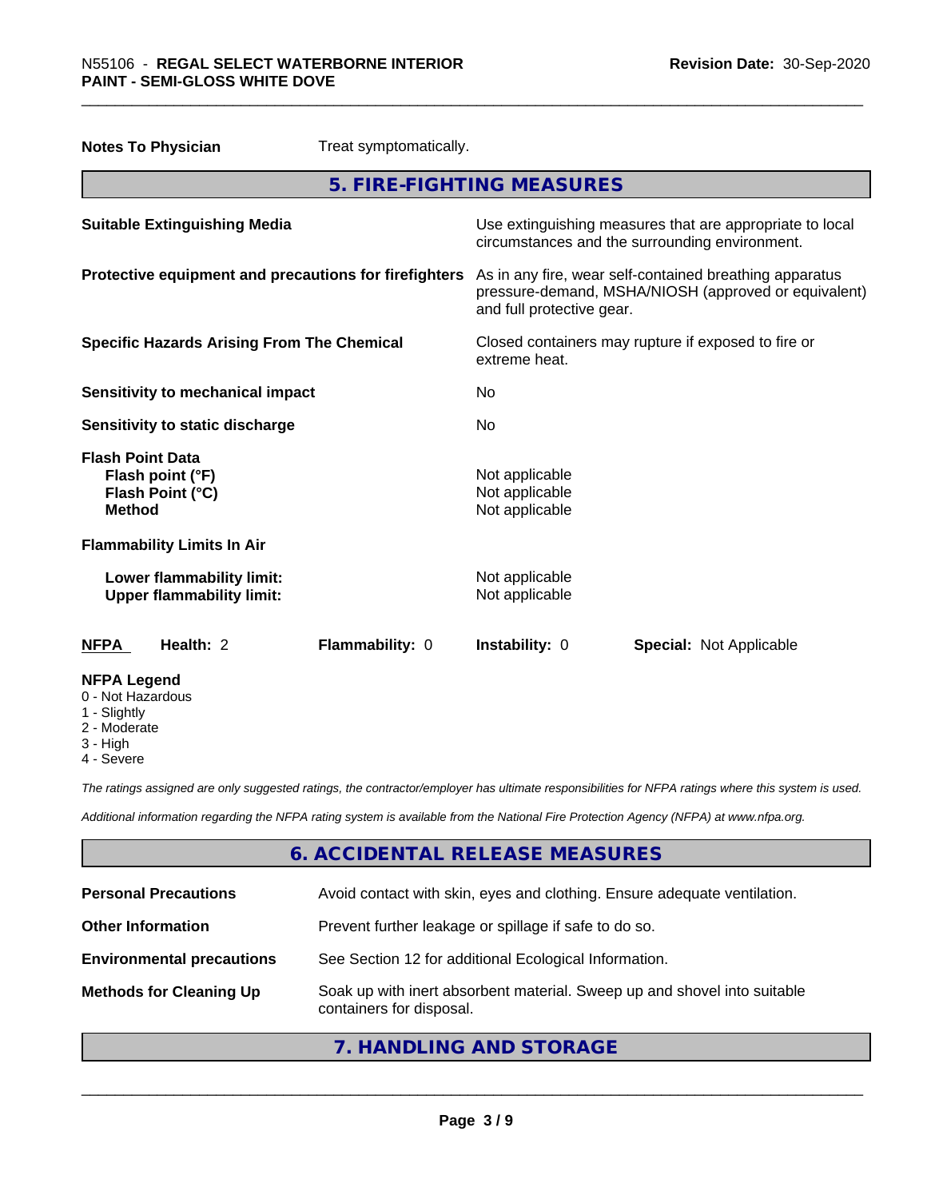**Notes To Physician** Treat symptomatically.

## 5. FIRE-FIGHTING MEASURES

| | |
|---|---|
| **Suitable Extinguishing Media** | Use extinguishing measures that are appropriate to local circumstances and the surrounding environment. |
| **Protective equipment and precautions for firefighters** | As in any fire, wear self-contained breathing apparatus pressure-demand, MSHA/NIOSH (approved or equivalent) and full protective gear. |
| **Specific Hazards Arising From The Chemical** | Closed containers may rupture if exposed to fire or extreme heat. |
| **Sensitivity to mechanical impact** | No |
| **Sensitivity to static discharge** | No |

**Flash Point Data**

| | |
|---|---|
| **Flash point (°F)** | Not applicable |
| **Flash Point (°C)** | Not applicable |
| **Method** | Not applicable |

**Flammability Limits In Air**

| | |
|---|---|
| **Lower flammability limit:** | Not applicable |
| **Upper flammability limit:** | Not applicable |

| **NFPA** | **Health:** 2 | **Flammability:** 0 | **Instability:** 0 | **Special:** Not Applicable |
|---|---|---|---|---|

**NFPA Legend**
- 0 - Not Hazardous
- 1 - Slightly
- 2 - Moderate
- 3 - High
- 4 - Severe

*The ratings assigned are only suggested ratings, the contractor/employer has ultimate responsibilities for NFPA ratings where this system is used.*

*Additional information regarding the NFPA rating system is available from the National Fire Protection Agency (NFPA) at www.nfpa.org.*

## 6. ACCIDENTAL RELEASE MEASURES

| | |
|---|---|
| **Personal Precautions** | Avoid contact with skin, eyes and clothing. Ensure adequate ventilation. |
| **Other Information** | Prevent further leakage or spillage if safe to do so. |
| **Environmental precautions** | See Section 12 for additional Ecological Information. |
| **Methods for Cleaning Up** | Soak up with inert absorbent material. Sweep up and shovel into suitable containers for disposal. |

## 7. HANDLING AND STORAGE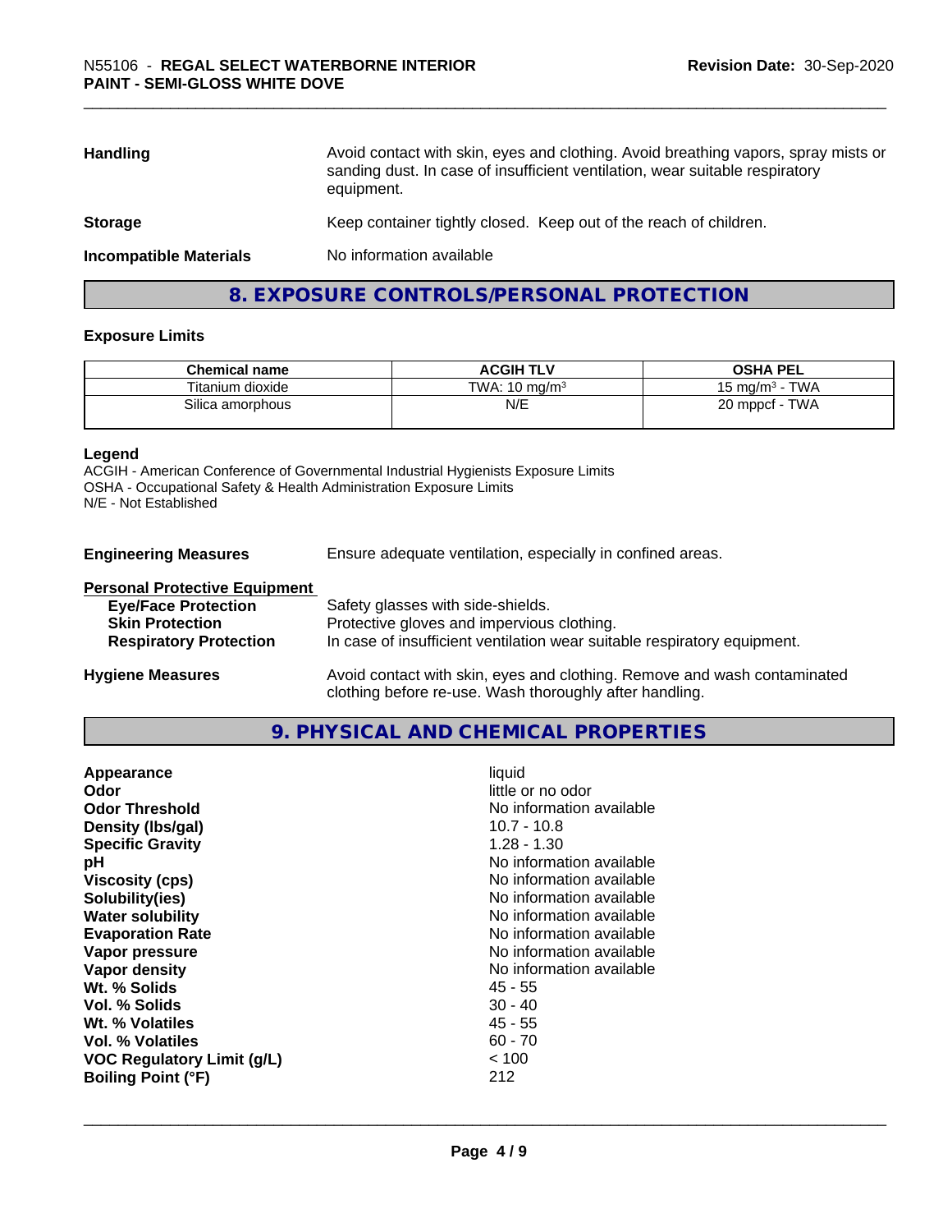| | |
|---|---|
| **Handling** | Avoid contact with skin, eyes and clothing. Avoid breathing vapors, spray mists or sanding dust. In case of insufficient ventilation, wear suitable respiratory equipment. |
| **Storage** | Keep container tightly closed. Keep out of the reach of children. |
| **Incompatible Materials** | No information available |

## 8. EXPOSURE CONTROLS/PERSONAL PROTECTION

### Exposure Limits

| Chemical name | ACGIH TLV | OSHA PEL |
|---|---|---|
| Titanium dioxide | TWA: 10 mg/m³ | 15 mg/m³ - TWA |
| Silica amorphous | N/E | 20 mppcf - TWA |

**Legend**

ACGIH - American Conference of Governmental Industrial Hygienists Exposure Limits
OSHA - Occupational Safety & Health Administration Exposure Limits
N/E - Not Established

**Engineering Measures** Ensure adequate ventilation, especially in confined areas.

**Personal Protective Equipment**

- **Eye/Face Protection** Safety glasses with side-shields.
- **Skin Protection** Protective gloves and impervious clothing.
- **Respiratory Protection** In case of insufficient ventilation wear suitable respiratory equipment.

**Hygiene Measures** Avoid contact with skin, eyes and clothing. Remove and wash contaminated clothing before re-use. Wash thoroughly after handling.

## 9. PHYSICAL AND CHEMICAL PROPERTIES

| | |
|---|---|
| **Appearance** | liquid |
| **Odor** | little or no odor |
| **Odor Threshold** | No information available |
| **Density (lbs/gal)** | 10.7 - 10.8 |
| **Specific Gravity** | 1.28 - 1.30 |
| **pH** | No information available |
| **Viscosity (cps)** | No information available |
| **Solubility(ies)** | No information available |
| **Water solubility** | No information available |
| **Evaporation Rate** | No information available |
| **Vapor pressure** | No information available |
| **Vapor density** | No information available |
| **Wt. % Solids** | 45 - 55 |
| **Vol. % Solids** | 30 - 40 |
| **Wt. % Volatiles** | 45 - 55 |
| **Vol. % Volatiles** | 60 - 70 |
| **VOC Regulatory Limit (g/L)** | < 100 |
| **Boiling Point (°F)** | 212 |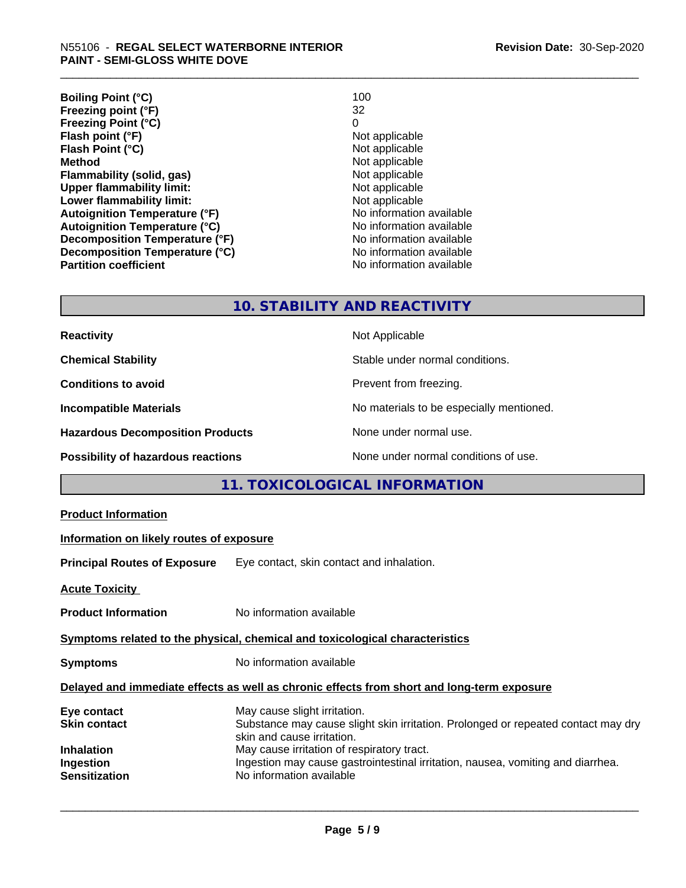| | |
|---|---|
| **Boiling Point (°C)** | 100 |
| **Freezing point (°F)** | 32 |
| **Freezing Point (°C)** | 0 |
| **Flash point (°F)** | Not applicable |
| **Flash Point (°C)** | Not applicable |
| **Method** | Not applicable |
| **Flammability (solid, gas)** | Not applicable |
| **Upper flammability limit:** | Not applicable |
| **Lower flammability limit:** | Not applicable |
| **Autoignition Temperature (°F)** | No information available |
| **Autoignition Temperature (°C)** | No information available |
| **Decomposition Temperature (°F)** | No information available |
| **Decomposition Temperature (°C)** | No information available |
| **Partition coefficient** | No information available |

## 10. STABILITY AND REACTIVITY

| | |
|---|---|
| **Reactivity** | Not Applicable |
| **Chemical Stability** | Stable under normal conditions. |
| **Conditions to avoid** | Prevent from freezing. |
| **Incompatible Materials** | No materials to be especially mentioned. |
| **Hazardous Decomposition Products** | None under normal use. |
| **Possibility of hazardous reactions** | None under normal conditions of use. |

## 11. TOXICOLOGICAL INFORMATION

**Product Information**

**Information on likely routes of exposure**

**Principal Routes of Exposure** Eye contact, skin contact and inhalation.

**Acute Toxicity**

**Product Information** No information available

**Symptoms related to the physical, chemical and toxicological characteristics**

**Symptoms** No information available

**Delayed and immediate effects as well as chronic effects from short and long-term exposure**

| | |
|---|---|
| **Eye contact** | May cause slight irritation. |
| **Skin contact** | Substance may cause slight skin irritation. Prolonged or repeated contact may dry skin and cause irritation. |
| **Inhalation** | May cause irritation of respiratory tract. |
| **Ingestion** | Ingestion may cause gastrointestinal irritation, nausea, vomiting and diarrhea. |
| **Sensitization** | No information available |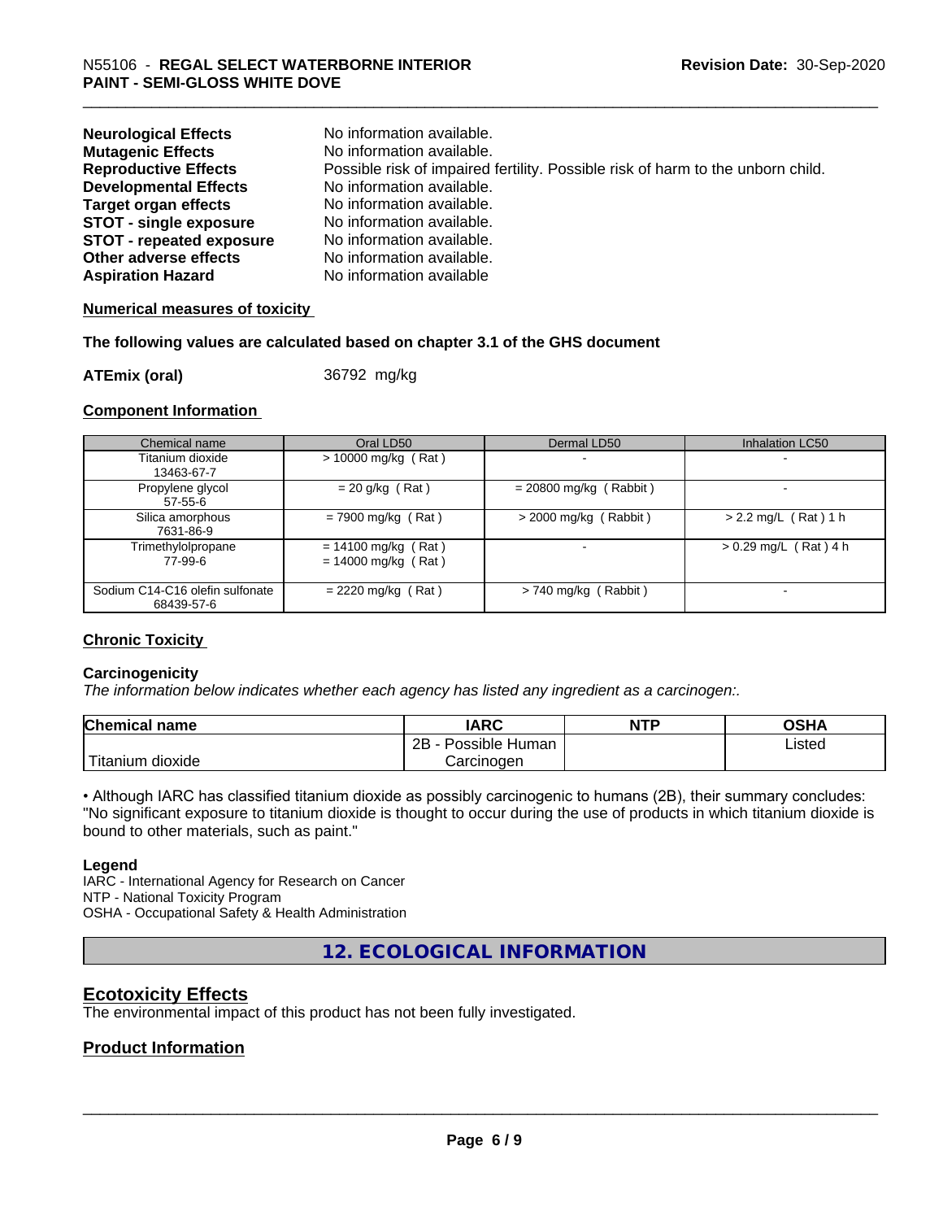| | |
|---|---|
| **Neurological Effects** | No information available. |
| **Mutagenic Effects** | No information available. |
| **Reproductive Effects** | Possible risk of impaired fertility. Possible risk of harm to the unborn child. |
| **Developmental Effects** | No information available. |
| **Target organ effects** | No information available. |
| **STOT - single exposure** | No information available. |
| **STOT - repeated exposure** | No information available. |
| **Other adverse effects** | No information available. |
| **Aspiration Hazard** | No information available |

**Numerical measures of toxicity**

**The following values are calculated based on chapter 3.1 of the GHS document**

**ATEmix (oral)** 36792 mg/kg

**Component Information**

| Chemical name | Oral LD50 | Dermal LD50 | Inhalation LC50 |
|---|---|---|---|
| Titanium dioxide<br>13463-67-7 | > 10000 mg/kg ( Rat ) | - | - |
| Propylene glycol<br>57-55-6 | = 20 g/kg ( Rat ) | = 20800 mg/kg ( Rabbit ) | - |
| Silica amorphous<br>7631-86-9 | = 7900 mg/kg ( Rat ) | > 2000 mg/kg ( Rabbit ) | > 2.2 mg/L ( Rat ) 1 h |
| Trimethylolpropane<br>77-99-6 | = 14100 mg/kg ( Rat )<br>= 14000 mg/kg ( Rat ) | - | > 0.29 mg/L ( Rat ) 4 h |
| Sodium C14-C16 olefin sulfonate<br>68439-57-6 | = 2220 mg/kg ( Rat ) | > 740 mg/kg ( Rabbit ) | - |

**Chronic Toxicity**

**Carcinogenicity**

*The information below indicates whether each agency has listed any ingredient as a carcinogen:.*

| Chemical name | IARC | NTP | OSHA |
|---|---|---|---|
| Titanium dioxide | 2B - Possible Human Carcinogen | | Listed |

• Although IARC has classified titanium dioxide as possibly carcinogenic to humans (2B), their summary concludes: "No significant exposure to titanium dioxide is thought to occur during the use of products in which titanium dioxide is bound to other materials, such as paint."

**Legend**

IARC - International Agency for Research on Cancer
NTP - National Toxicity Program
OSHA - Occupational Safety & Health Administration

## 12. ECOLOGICAL INFORMATION

### Ecotoxicity Effects

The environmental impact of this product has not been fully investigated.

### Product Information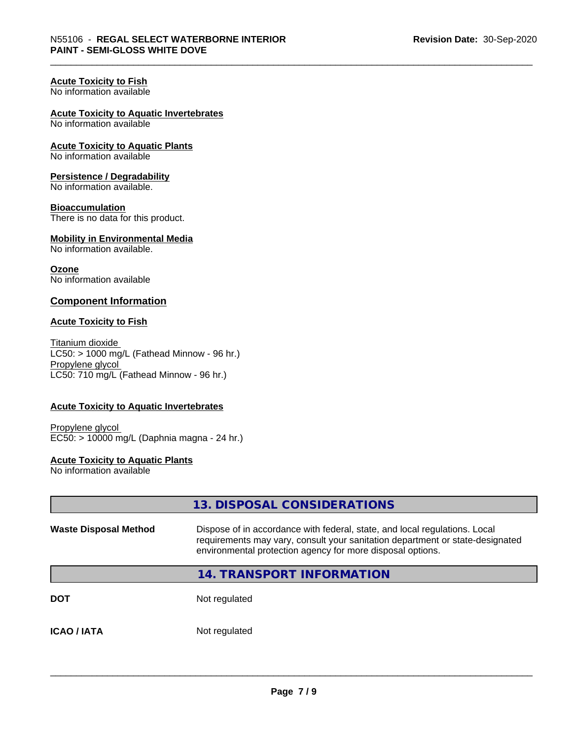**Acute Toxicity to Fish**
No information available

**Acute Toxicity to Aquatic Invertebrates**
No information available

**Acute Toxicity to Aquatic Plants**
No information available

**Persistence / Degradability**
No information available.

**Bioaccumulation**
There is no data for this product.

**Mobility in Environmental Media**
No information available.

**Ozone**
No information available

### Component Information

**Acute Toxicity to Fish**

Titanium dioxide
LC50: > 1000 mg/L (Fathead Minnow - 96 hr.)
Propylene glycol
LC50: 710 mg/L (Fathead Minnow - 96 hr.)

**Acute Toxicity to Aquatic Invertebrates**

Propylene glycol
EC50: > 10000 mg/L (Daphnia magna - 24 hr.)

**Acute Toxicity to Aquatic Plants**
No information available

## 13. DISPOSAL CONSIDERATIONS

**Waste Disposal Method** Dispose of in accordance with federal, state, and local regulations. Local requirements may vary, consult your sanitation department or state-designated environmental protection agency for more disposal options.

## 14. TRANSPORT INFORMATION

**DOT** Not regulated

**ICAO / IATA** Not regulated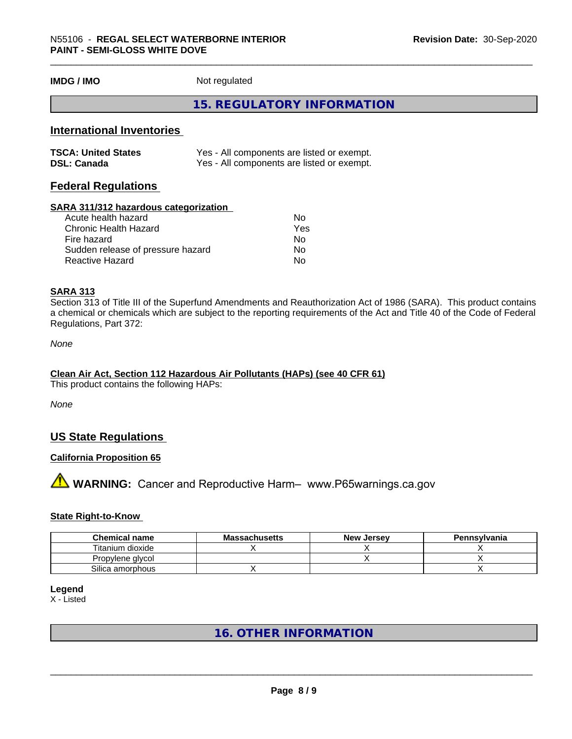**IMDG / IMO** Not regulated

## 15. REGULATORY INFORMATION

### International Inventories

| | |
|---|---|
| **TSCA: United States** | Yes - All components are listed or exempt. |
| **DSL: Canada** | Yes - All components are listed or exempt. |

### Federal Regulations

**SARA 311/312 hazardous categorization**

| | |
|---|---|
| Acute health hazard | No |
| Chronic Health Hazard | Yes |
| Fire hazard | No |
| Sudden release of pressure hazard | No |
| Reactive Hazard | No |

**SARA 313**

Section 313 of Title III of the Superfund Amendments and Reauthorization Act of 1986 (SARA). This product contains a chemical or chemicals which are subject to the reporting requirements of the Act and Title 40 of the Code of Federal Regulations, Part 372:

*None*

**Clean Air Act, Section 112 Hazardous Air Pollutants (HAPs) (see 40 CFR 61)**

This product contains the following HAPs:

*None*

### US State Regulations

**California Proposition 65**

⚠ **WARNING:** Cancer and Reproductive Harm– www.P65warnings.ca.gov

**State Right-to-Know**

| Chemical name | Massachusetts | New Jersey | Pennsylvania |
|---|---|---|---|
| Titanium dioxide | X | X | X |
| Propylene glycol | | X | X |
| Silica amorphous | X | | X |

**Legend**

X - Listed

## 16. OTHER INFORMATION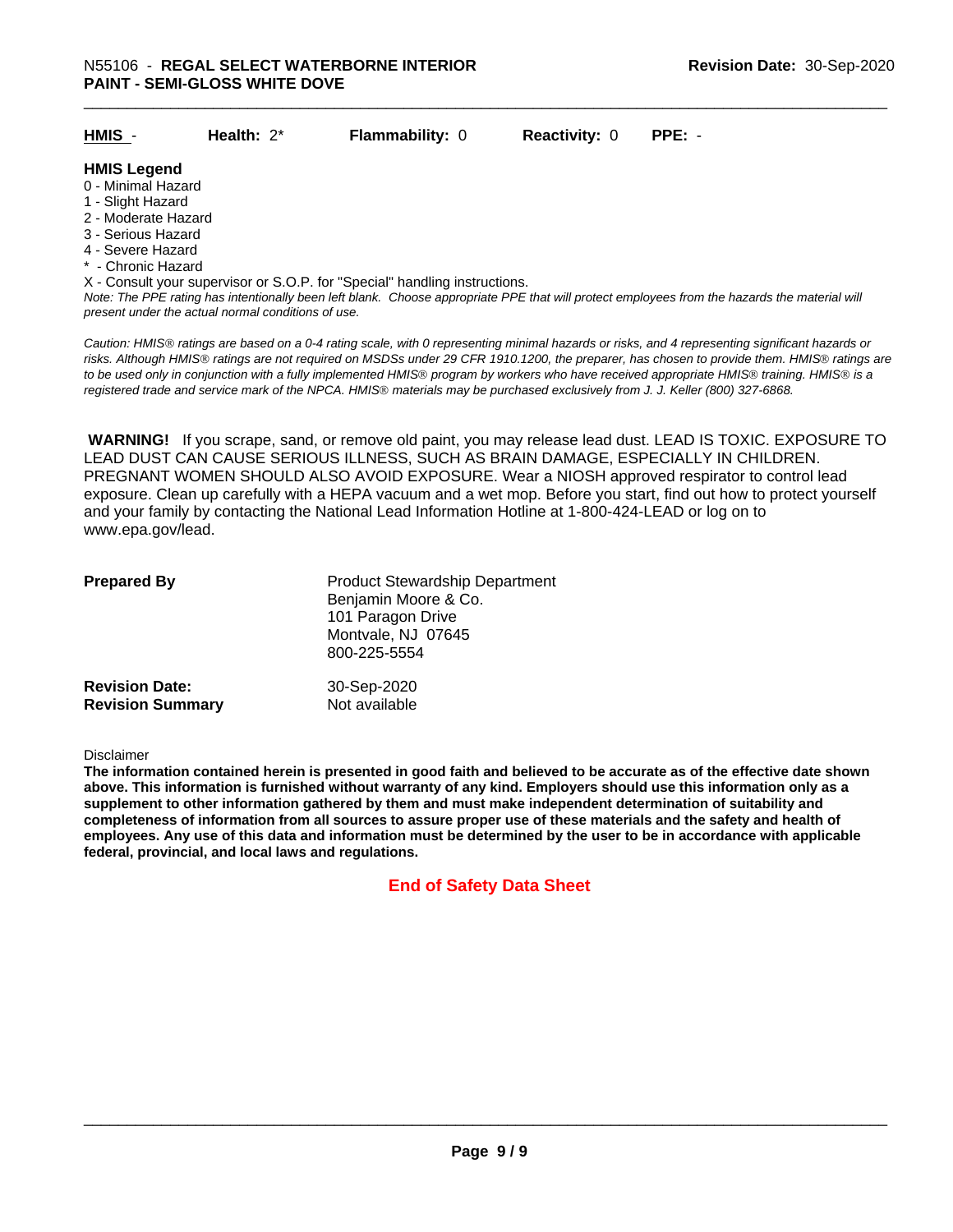| HMIS - | Health: 2* | Flammability: 0 | Reactivity: 0 | PPE: - |
|---|---|---|---|---|

**HMIS Legend**
0 - Minimal Hazard
1 - Slight Hazard
2 - Moderate Hazard
3 - Serious Hazard
4 - Severe Hazard
* - Chronic Hazard
X - Consult your supervisor or S.O.P. for "Special" handling instructions.
*Note: The PPE rating has intentionally been left blank. Choose appropriate PPE that will protect employees from the hazards the material will present under the actual normal conditions of use.*

*Caution: HMIS® ratings are based on a 0-4 rating scale, with 0 representing minimal hazards or risks, and 4 representing significant hazards or risks. Although HMIS® ratings are not required on MSDSs under 29 CFR 1910.1200, the preparer, has chosen to provide them. HMIS® ratings are to be used only in conjunction with a fully implemented HMIS® program by workers who have received appropriate HMIS® training. HMIS® is a registered trade and service mark of the NPCA. HMIS® materials may be purchased exclusively from J. J. Keller (800) 327-6868.*

**WARNING!** If you scrape, sand, or remove old paint, you may release lead dust. LEAD IS TOXIC. EXPOSURE TO LEAD DUST CAN CAUSE SERIOUS ILLNESS, SUCH AS BRAIN DAMAGE, ESPECIALLY IN CHILDREN. PREGNANT WOMEN SHOULD ALSO AVOID EXPOSURE. Wear a NIOSH approved respirator to control lead exposure. Clean up carefully with a HEPA vacuum and a wet mop. Before you start, find out how to protect yourself and your family by contacting the National Lead Information Hotline at 1-800-424-LEAD or log on to www.epa.gov/lead.

| | |
|---|---|
| **Prepared By** | Product Stewardship Department<br>Benjamin Moore & Co.<br>101 Paragon Drive<br>Montvale, NJ 07645<br>800-225-5554 |
| **Revision Date:** | 30-Sep-2020 |
| **Revision Summary** | Not available |

Disclaimer
**The information contained herein is presented in good faith and believed to be accurate as of the effective date shown above. This information is furnished without warranty of any kind. Employers should use this information only as a supplement to other information gathered by them and must make independent determination of suitability and completeness of information from all sources to assure proper use of these materials and the safety and health of employees. Any use of this data and information must be determined by the user to be in accordance with applicable federal, provincial, and local laws and regulations.**

**End of Safety Data Sheet**